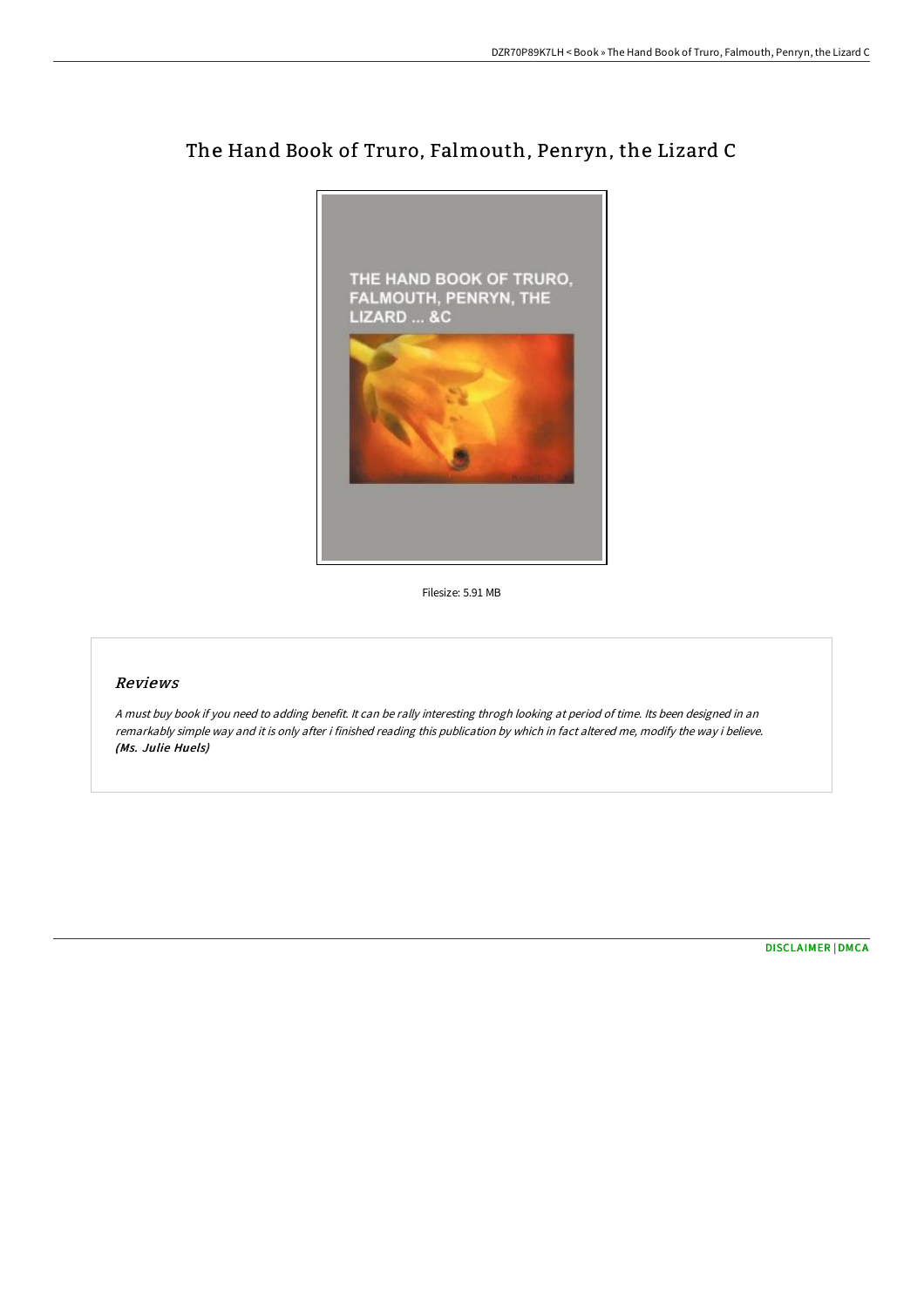# The Hand Book of Truro, Falmouth, Penryn, the Lizard C

Filesize: 5.91 MB

## Reviews

*A must buy book if you need to adding benefit. It can be rally interesting throgh looking at period of time. Its been designed in an remarkably simple way and it is only after i finished reading this publication by which in fact altered me, modify the way i believe.* ***(Ms. Julie Huels)***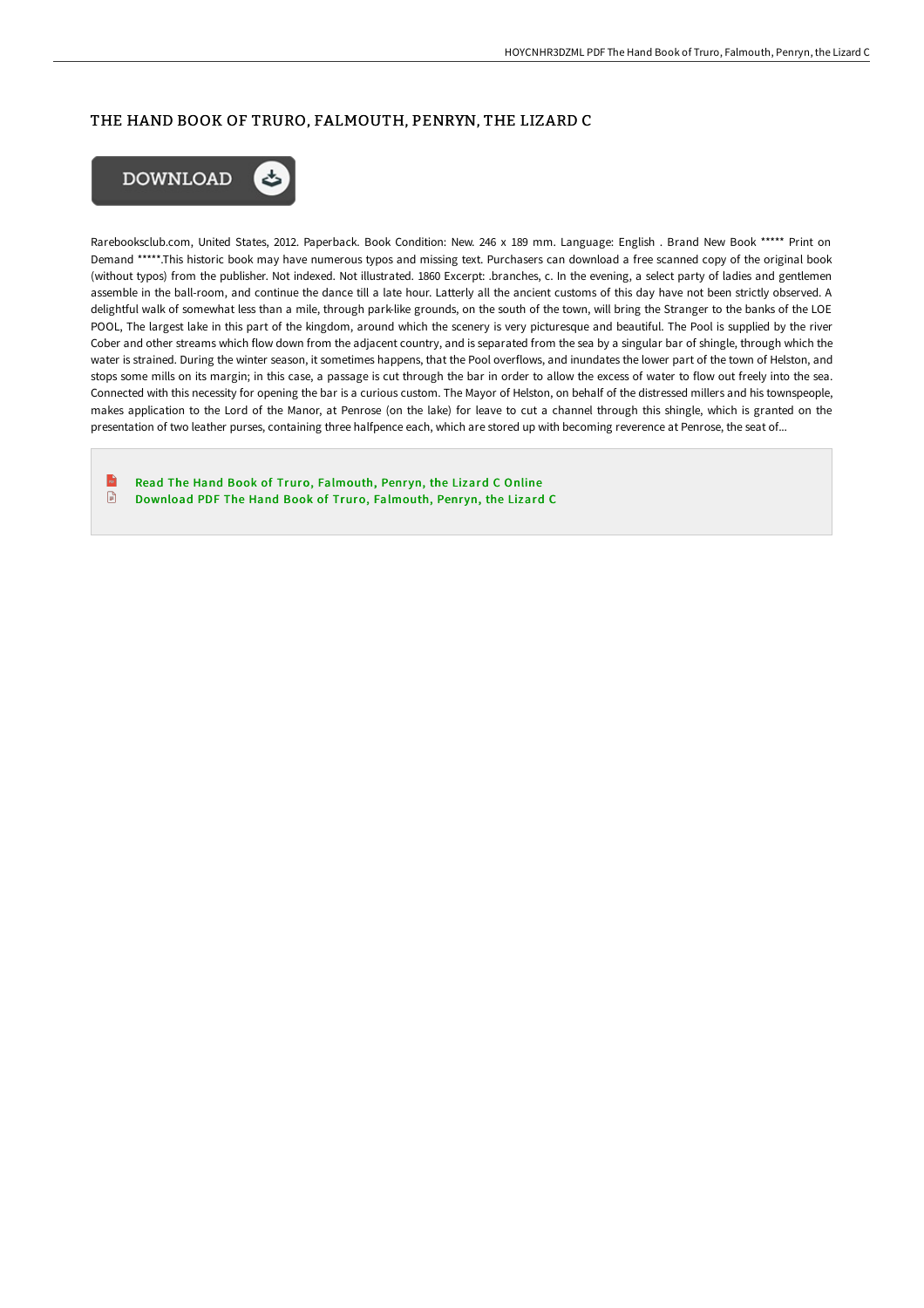# THE HAND BOOK OF TRURO, FALMOUTH, PENRYN, THE LIZARD C

Rarebooksclub.com, United States, 2012. Paperback. Book Condition: New. 246 x 189 mm. Language: English . Brand New Book ***** Print on Demand *****.This historic book may have numerous typos and missing text. Purchasers can download a free scanned copy of the original book (without typos) from the publisher. Not indexed. Not illustrated. 1860 Excerpt: .branches, c. In the evening, a select party of ladies and gentlemen assemble in the ball-room, and continue the dance till a late hour. Latterly all the ancient customs of this day have not been strictly observed. A delightful walk of somewhat less than a mile, through park-like grounds, on the south of the town, will bring the Stranger to the banks of the LOE POOL, The largest lake in this part of the kingdom, around which the scenery is very picturesque and beautiful. The Pool is supplied by the river Cober and other streams which flow down from the adjacent country, and is separated from the sea by a singular bar of shingle, through which the water is strained. During the winter season, it sometimes happens, that the Pool overflows, and inundates the lower part of the town of Helston, and stops some mills on its margin; in this case, a passage is cut through the bar in order to allow the excess of water to flow out freely into the sea. Connected with this necessity for opening the bar is a curious custom. The Mayor of Helston, on behalf of the distressed millers and his townspeople, makes application to the Lord of the Manor, at Penrose (on the lake) for leave to cut a channel through this shingle, which is granted on the presentation of two leather purses, containing three halfpence each, which are stored up with becoming reverence at Penrose, the seat of...

- Read The Hand Book of Truro, Falmouth, Penryn, the Lizard C Online
- Download PDF The Hand Book of Truro, Falmouth, Penryn, the Lizard C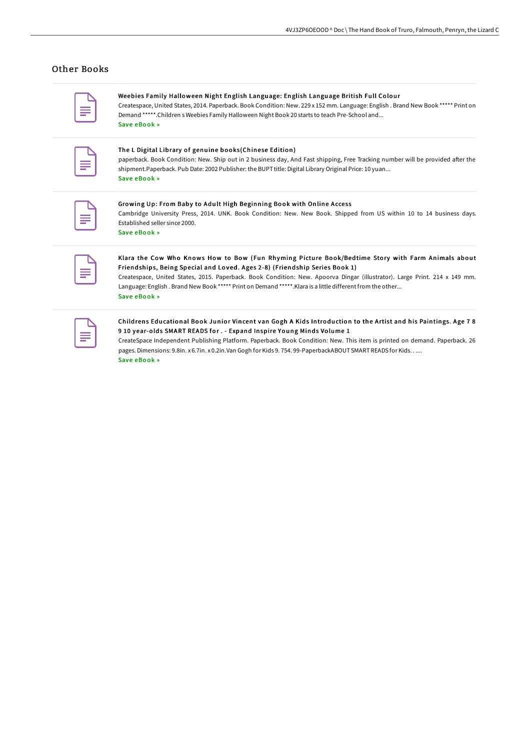## Other Books

**Weebies Family Halloween Night English Language: English Language British Full Colour**

Createspace, United States, 2014. Paperback. Book Condition: New. 229 x 152 mm. Language: English . Brand New Book ***** Print on Demand *****.Children s Weebies Family Halloween Night Book 20 starts to teach Pre-School and...

Save eBook »

**The L Digital Library of genuine books(Chinese Edition)**

paperback. Book Condition: New. Ship out in 2 business day, And Fast shipping, Free Tracking number will be provided after the shipment.Paperback. Pub Date: 2002 Publisher: the BUPT title: Digital Library Original Price: 10 yuan...

Save eBook »

**Growing Up: From Baby to Adult High Beginning Book with Online Access**

Cambridge University Press, 2014. UNK. Book Condition: New. New Book. Shipped from US within 10 to 14 business days. Established seller since 2000.

Save eBook »

**Klara the Cow Who Knows How to Bow (Fun Rhyming Picture Book/Bedtime Story with Farm Animals about Friendships, Being Special and Loved. Ages 2-8) (Friendship Series Book 1)**

Createspace, United States, 2015. Paperback. Book Condition: New. Apoorva Dingar (illustrator). Large Print. 214 x 149 mm. Language: English . Brand New Book ***** Print on Demand *****.Klara is a little different from the other...

Save eBook »

**Childrens Educational Book Junior Vincent van Gogh A Kids Introduction to the Artist and his Paintings. Age 7 8 9 10 year-olds SMART READS for . - Expand Inspire Young Minds Volume 1**

CreateSpace Independent Publishing Platform. Paperback. Book Condition: New. This item is printed on demand. Paperback. 26 pages. Dimensions: 9.8in. x 6.7in. x 0.2in.Van Gogh for Kids 9. 754. 99-PaperbackABOUT SMART READS for Kids. . ....

Save eBook »